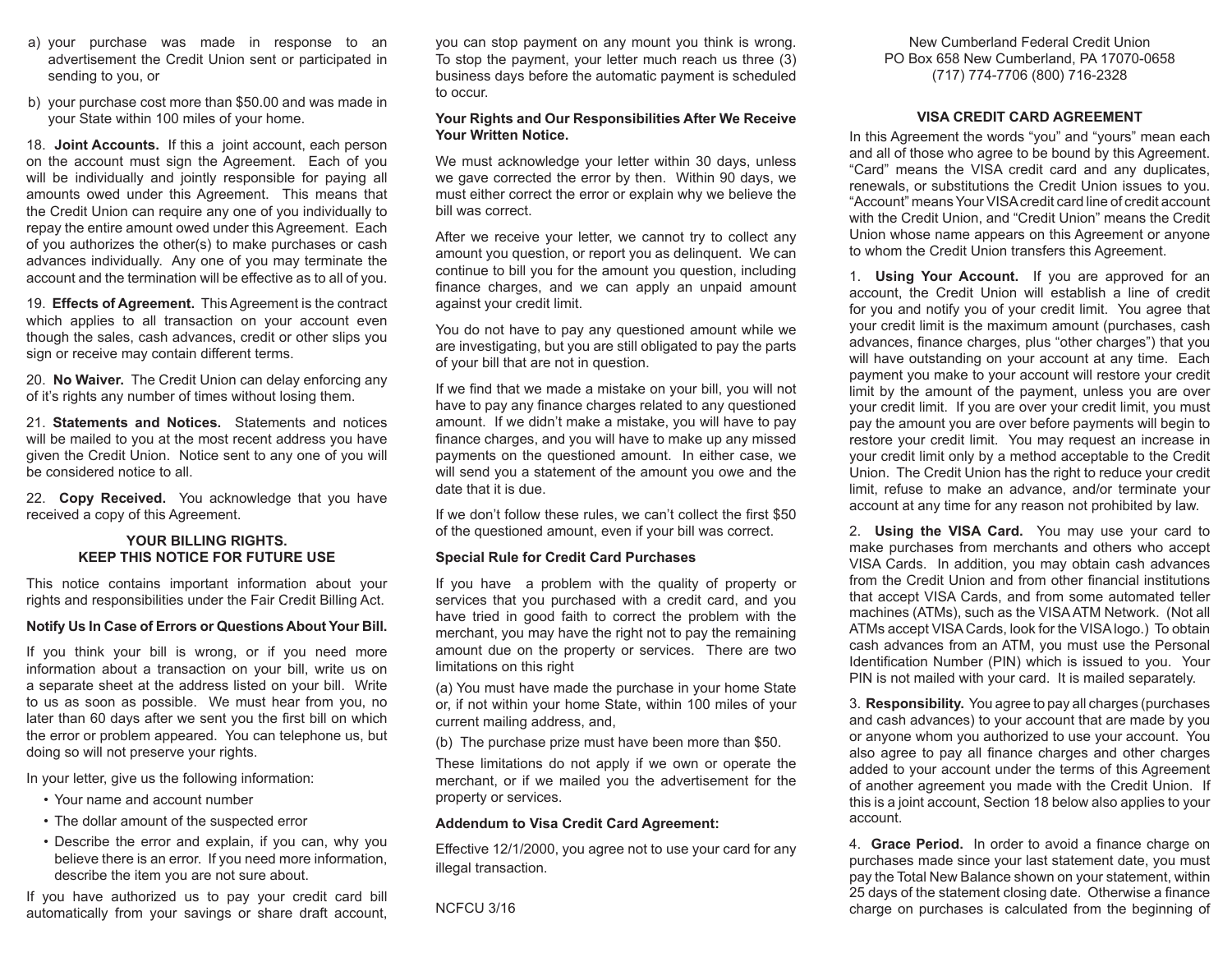a) your purchase was made in response to an advertisement the Credit Union sent or participated in sending to you, or

b) your purchase cost more than $50.00 and was made in your State within 100 miles of your home.

18. **Joint Accounts.** If this a joint account, each person on the account must sign the Agreement. Each of you will be individually and jointly responsible for paying all amounts owed under this Agreement. This means that the Credit Union can require any one of you individually to repay the entire amount owed under this Agreement. Each of you authorizes the other(s) to make purchases or cash advances individually. Any one of you may terminate the account and the termination will be effective as to all of you.

19. **Effects of Agreement.** This Agreement is the contract which applies to all transaction on your account even though the sales, cash advances, credit or other slips you sign or receive may contain different terms.

20. **No Waiver.** The Credit Union can delay enforcing any of it's rights any number of times without losing them.

21. **Statements and Notices.** Statements and notices will be mailed to you at the most recent address you have given the Credit Union. Notice sent to any one of you will be considered notice to all.

22. **Copy Received.** You acknowledge that you have received a copy of this Agreement.

## YOUR BILLING RIGHTS. KEEP THIS NOTICE FOR FUTURE USE

This notice contains important information about your rights and responsibilities under the Fair Credit Billing Act.

**Notify Us In Case of Errors or Questions About Your Bill.**

If you think your bill is wrong, or if you need more information about a transaction on your bill, write us on a separate sheet at the address listed on your bill. Write to us as soon as possible. We must hear from you, no later than 60 days after we sent you the first bill on which the error or problem appeared. You can telephone us, but doing so will not preserve your rights.

In your letter, give us the following information:

- Your name and account number
- The dollar amount of the suspected error
- Describe the error and explain, if you can, why you believe there is an error. If you need more information, describe the item you are not sure about.

If you have authorized us to pay your credit card bill automatically from your savings or share draft account, you can stop payment on any mount you think is wrong. To stop the payment, your letter much reach us three (3) business days before the automatic payment is scheduled to occur.

**Your Rights and Our Responsibilities After We Receive Your Written Notice.**

We must acknowledge your letter within 30 days, unless we gave corrected the error by then. Within 90 days, we must either correct the error or explain why we believe the bill was correct.

After we receive your letter, we cannot try to collect any amount you question, or report you as delinquent. We can continue to bill you for the amount you question, including finance charges, and we can apply an unpaid amount against your credit limit.

You do not have to pay any questioned amount while we are investigating, but you are still obligated to pay the parts of your bill that are not in question.

If we find that we made a mistake on your bill, you will not have to pay any finance charges related to any questioned amount. If we didn't make a mistake, you will have to pay finance charges, and you will have to make up any missed payments on the questioned amount. In either case, we will send you a statement of the amount you owe and the date that it is due.

If we don't follow these rules, we can't collect the first $50 of the questioned amount, even if your bill was correct.

**Special Rule for Credit Card Purchases**

If you have a problem with the quality of property or services that you purchased with a credit card, and you have tried in good faith to correct the problem with the merchant, you may have the right not to pay the remaining amount due on the property or services. There are two limitations on this right

(a) You must have made the purchase in your home State or, if not within your home State, within 100 miles of your current mailing address, and,

(b) The purchase prize must have been more than $50.

These limitations do not apply if we own or operate the merchant, or if we mailed you the advertisement for the property or services.

**Addendum to Visa Credit Card Agreement:**

Effective 12/1/2000, you agree not to use your card for any illegal transaction.

NCFCU 3/16

New Cumberland Federal Credit Union
PO Box 658 New Cumberland, PA 17070-0658
(717) 774-7706 (800) 716-2328

## VISA CREDIT CARD AGREEMENT

In this Agreement the words "you" and "yours" mean each and all of those who agree to be bound by this Agreement. "Card" means the VISA credit card and any duplicates, renewals, or substitutions the Credit Union issues to you. "Account" means Your VISA credit card line of credit account with the Credit Union, and "Credit Union" means the Credit Union whose name appears on this Agreement or anyone to whom the Credit Union transfers this Agreement.

1. **Using Your Account.** If you are approved for an account, the Credit Union will establish a line of credit for you and notify you of your credit limit. You agree that your credit limit is the maximum amount (purchases, cash advances, finance charges, plus "other charges") that you will have outstanding on your account at any time. Each payment you make to your account will restore your credit limit by the amount of the payment, unless you are over your credit limit. If you are over your credit limit, you must pay the amount you are over before payments will begin to restore your credit limit. You may request an increase in your credit limit only by a method acceptable to the Credit Union. The Credit Union has the right to reduce your credit limit, refuse to make an advance, and/or terminate your account at any time for any reason not prohibited by law.

2. **Using the VISA Card.** You may use your card to make purchases from merchants and others who accept VISA Cards. In addition, you may obtain cash advances from the Credit Union and from other financial institutions that accept VISA Cards, and from some automated teller machines (ATMs), such as the VISA ATM Network. (Not all ATMs accept VISA Cards, look for the VISA logo.) To obtain cash advances from an ATM, you must use the Personal Identification Number (PIN) which is issued to you. Your PIN is not mailed with your card. It is mailed separately.

3. **Responsibility.** You agree to pay all charges (purchases and cash advances) to your account that are made by you or anyone whom you authorized to use your account. You also agree to pay all finance charges and other charges added to your account under the terms of this Agreement of another agreement you made with the Credit Union. If this is a joint account, Section 18 below also applies to your account.

4. **Grace Period.** In order to avoid a finance charge on purchases made since your last statement date, you must pay the Total New Balance shown on your statement, within 25 days of the statement closing date. Otherwise a finance charge on purchases is calculated from the beginning of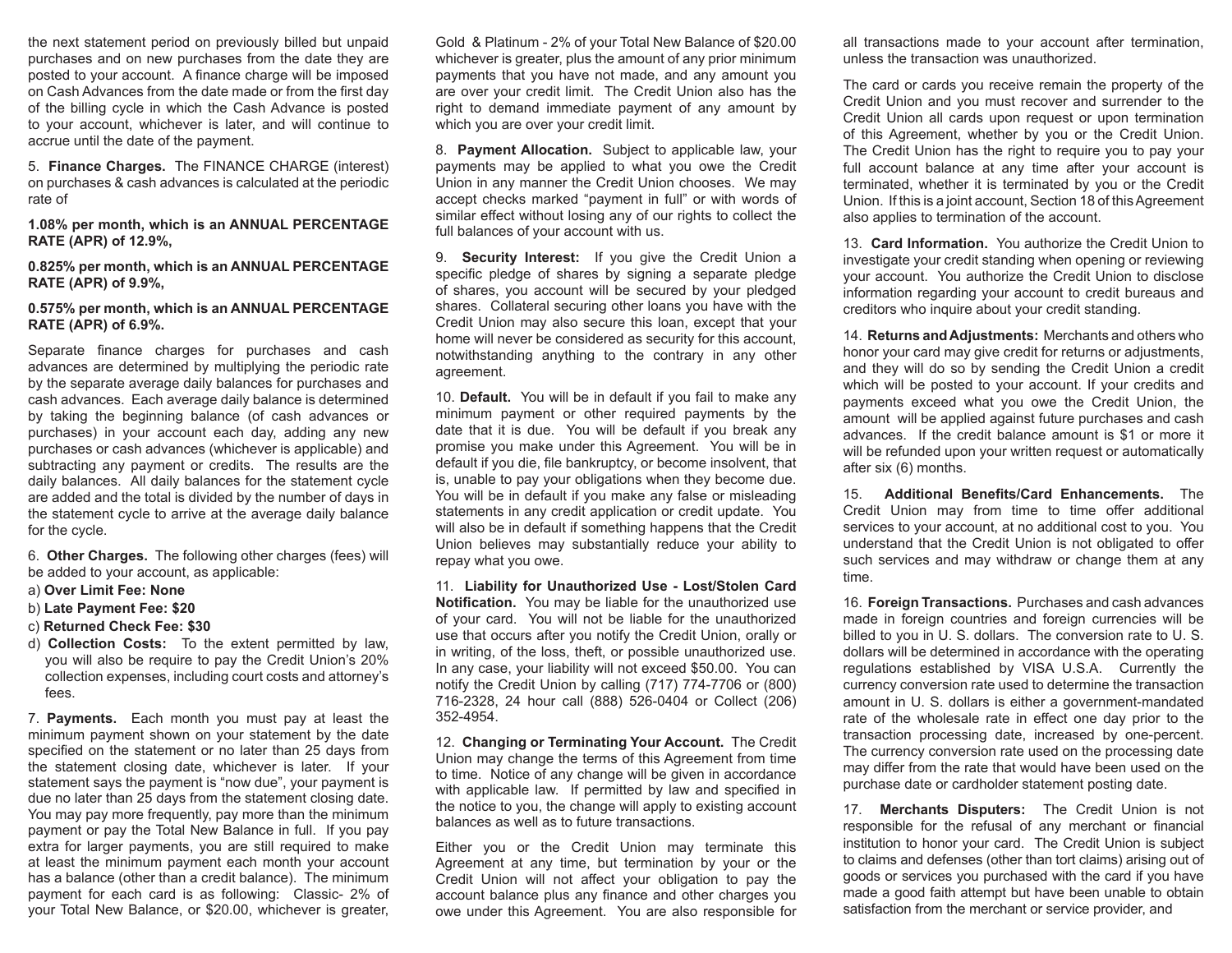the next statement period on previously billed but unpaid purchases and on new purchases from the date they are posted to your account. A finance charge will be imposed on Cash Advances from the date made or from the first day of the billing cycle in which the Cash Advance is posted to your account, whichever is later, and will continue to accrue until the date of the payment.

5. **Finance Charges.** The FINANCE CHARGE (interest) on purchases & cash advances is calculated at the periodic rate of

**1.08% per month, which is an ANNUAL PERCENTAGE RATE (APR) of 12.9%,**

**0.825% per month, which is an ANNUAL PERCENTAGE RATE (APR) of 9.9%,**

**0.575% per month, which is an ANNUAL PERCENTAGE RATE (APR) of 6.9%.**

Separate finance charges for purchases and cash advances are determined by multiplying the periodic rate by the separate average daily balances for purchases and cash advances. Each average daily balance is determined by taking the beginning balance (of cash advances or purchases) in your account each day, adding any new purchases or cash advances (whichever is applicable) and subtracting any payment or credits. The results are the daily balances. All daily balances for the statement cycle are added and the total is divided by the number of days in the statement cycle to arrive at the average daily balance for the cycle.

6. **Other Charges.** The following other charges (fees) will be added to your account, as applicable:

a) **Over Limit Fee: None**

b) **Late Payment Fee: $20**

c) **Returned Check Fee: $30**

d) **Collection Costs:** To the extent permitted by law, you will also be require to pay the Credit Union's 20% collection expenses, including court costs and attorney's fees.

7. **Payments.** Each month you must pay at least the minimum payment shown on your statement by the date specified on the statement or no later than 25 days from the statement closing date, whichever is later. If your statement says the payment is "now due", your payment is due no later than 25 days from the statement closing date. You may pay more frequently, pay more than the minimum payment or pay the Total New Balance in full. If you pay extra for larger payments, you are still required to make at least the minimum payment each month your account has a balance (other than a credit balance). The minimum payment for each card is as following: Classic- 2% of your Total New Balance, or $20.00, whichever is greater, Gold & Platinum - 2% of your Total New Balance of $20.00 whichever is greater, plus the amount of any prior minimum payments that you have not made, and any amount you are over your credit limit. The Credit Union also has the right to demand immediate payment of any amount by which you are over your credit limit.

8. **Payment Allocation.** Subject to applicable law, your payments may be applied to what you owe the Credit Union in any manner the Credit Union chooses. We may accept checks marked "payment in full" or with words of similar effect without losing any of our rights to collect the full balances of your account with us.

9. **Security Interest:** If you give the Credit Union a specific pledge of shares by signing a separate pledge of shares, you account will be secured by your pledged shares. Collateral securing other loans you have with the Credit Union may also secure this loan, except that your home will never be considered as security for this account, notwithstanding anything to the contrary in any other agreement.

10. **Default.** You will be in default if you fail to make any minimum payment or other required payments by the date that it is due. You will be default if you break any promise you make under this Agreement. You will be in default if you die, file bankruptcy, or become insolvent, that is, unable to pay your obligations when they become due. You will be in default if you make any false or misleading statements in any credit application or credit update. You will also be in default if something happens that the Credit Union believes may substantially reduce your ability to repay what you owe.

11. **Liability for Unauthorized Use - Lost/Stolen Card Notification.** You may be liable for the unauthorized use of your card. You will not be liable for the unauthorized use that occurs after you notify the Credit Union, orally or in writing, of the loss, theft, or possible unauthorized use. In any case, your liability will not exceed $50.00. You can notify the Credit Union by calling (717) 774-7706 or (800) 716-2328, 24 hour call (888) 526-0404 or Collect (206) 352-4954.

12. **Changing or Terminating Your Account.** The Credit Union may change the terms of this Agreement from time to time. Notice of any change will be given in accordance with applicable law. If permitted by law and specified in the notice to you, the change will apply to existing account balances as well as to future transactions.

Either you or the Credit Union may terminate this Agreement at any time, but termination by your or the Credit Union will not affect your obligation to pay the account balance plus any finance and other charges you owe under this Agreement. You are also responsible for all transactions made to your account after termination, unless the transaction was unauthorized.

The card or cards you receive remain the property of the Credit Union and you must recover and surrender to the Credit Union all cards upon request or upon termination of this Agreement, whether by you or the Credit Union. The Credit Union has the right to require you to pay your full account balance at any time after your account is terminated, whether it is terminated by you or the Credit Union. If this is a joint account, Section 18 of this Agreement also applies to termination of the account.

13. **Card Information.** You authorize the Credit Union to investigate your credit standing when opening or reviewing your account. You authorize the Credit Union to disclose information regarding your account to credit bureaus and creditors who inquire about your credit standing.

14. **Returns and Adjustments:** Merchants and others who honor your card may give credit for returns or adjustments, and they will do so by sending the Credit Union a credit which will be posted to your account. If your credits and payments exceed what you owe the Credit Union, the amount will be applied against future purchases and cash advances. If the credit balance amount is $1 or more it will be refunded upon your written request or automatically after six (6) months.

15. **Additional Benefits/Card Enhancements.** The Credit Union may from time to time offer additional services to your account, at no additional cost to you. You understand that the Credit Union is not obligated to offer such services and may withdraw or change them at any time.

16. **Foreign Transactions.** Purchases and cash advances made in foreign countries and foreign currencies will be billed to you in U. S. dollars. The conversion rate to U. S. dollars will be determined in accordance with the operating regulations established by VISA U.S.A. Currently the currency conversion rate used to determine the transaction amount in U. S. dollars is either a government-mandated rate of the wholesale rate in effect one day prior to the transaction processing date, increased by one-percent. The currency conversion rate used on the processing date may differ from the rate that would have been used on the purchase date or cardholder statement posting date.

17. **Merchants Disputers:** The Credit Union is not responsible for the refusal of any merchant or financial institution to honor your card. The Credit Union is subject to claims and defenses (other than tort claims) arising out of goods or services you purchased with the card if you have made a good faith attempt but have been unable to obtain satisfaction from the merchant or service provider, and